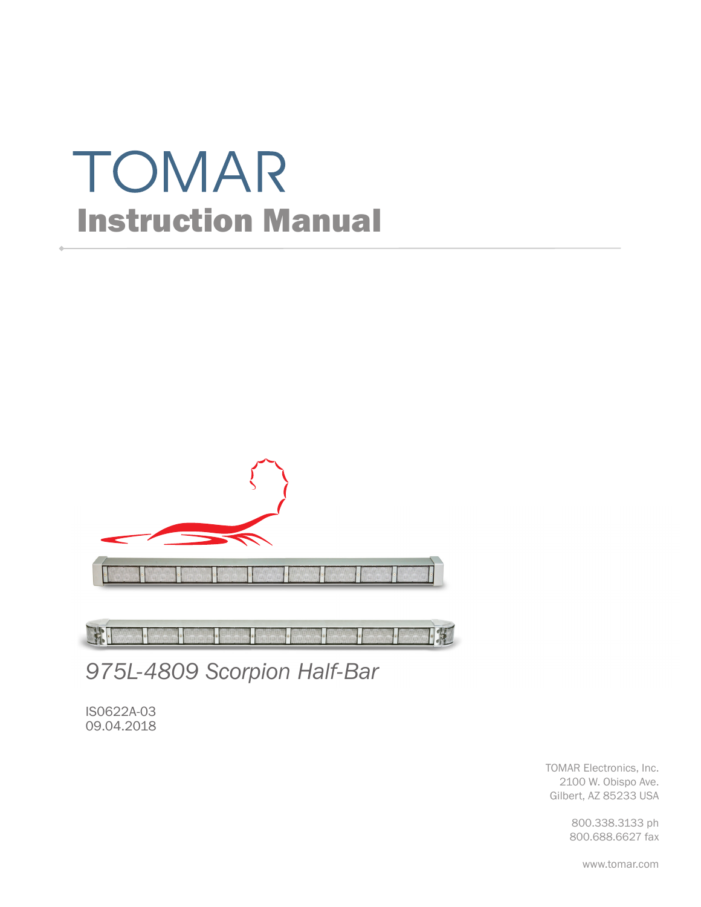# TOMAR

## Instruction Manual

*975L-4809 Scorpion Half-Bar*

IS0622A-03
09.04.2018

TOMAR Electronics, Inc.
2100 W. Obispo Ave.
Gilbert, AZ 85233 USA

800.338.3133 ph
800.688.6627 fax

www.tomar.com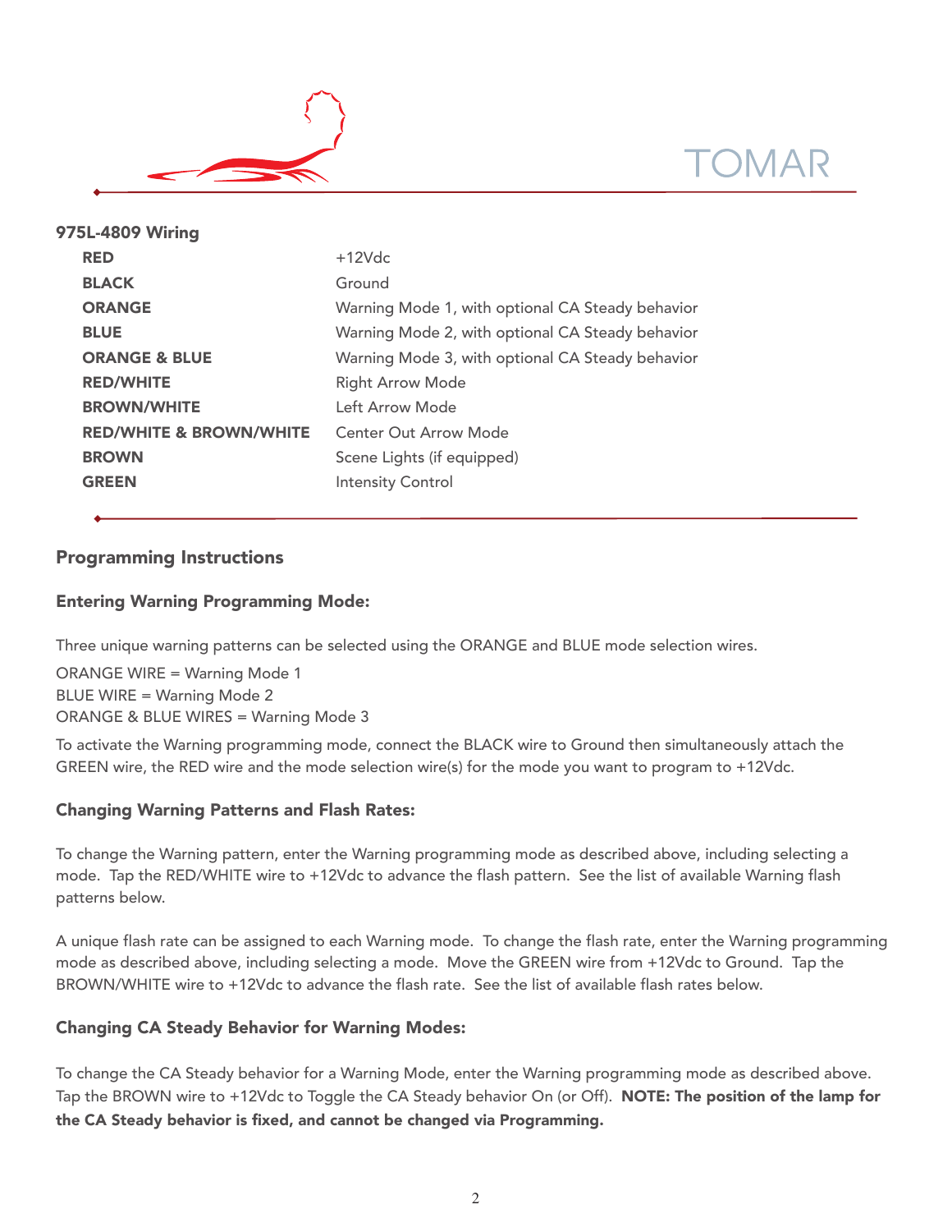TOMAR

## 975L-4809 Wiring

| Wire | Function |
|---|---|
| **RED** | +12Vdc |
| **BLACK** | Ground |
| **ORANGE** | Warning Mode 1, with optional CA Steady behavior |
| **BLUE** | Warning Mode 2, with optional CA Steady behavior |
| **ORANGE & BLUE** | Warning Mode 3, with optional CA Steady behavior |
| **RED/WHITE** | Right Arrow Mode |
| **BROWN/WHITE** | Left Arrow Mode |
| **RED/WHITE & BROWN/WHITE** | Center Out Arrow Mode |
| **BROWN** | Scene Lights (if equipped) |
| **GREEN** | Intensity Control |

## Programming Instructions

### Entering Warning Programming Mode:

Three unique warning patterns can be selected using the ORANGE and BLUE mode selection wires.

ORANGE WIRE = Warning Mode 1
BLUE WIRE = Warning Mode 2
ORANGE & BLUE WIRES = Warning Mode 3

To activate the Warning programming mode, connect the BLACK wire to Ground then simultaneously attach the GREEN wire, the RED wire and the mode selection wire(s) for the mode you want to program to +12Vdc.

### Changing Warning Patterns and Flash Rates:

To change the Warning pattern, enter the Warning programming mode as described above, including selecting a mode. Tap the RED/WHITE wire to +12Vdc to advance the flash pattern. See the list of available Warning flash patterns below.

A unique flash rate can be assigned to each Warning mode. To change the flash rate, enter the Warning programming mode as described above, including selecting a mode. Move the GREEN wire from +12Vdc to Ground. Tap the BROWN/WHITE wire to +12Vdc to advance the flash rate. See the list of available flash rates below.

### Changing CA Steady Behavior for Warning Modes:

To change the CA Steady behavior for a Warning Mode, enter the Warning programming mode as described above. Tap the BROWN wire to +12Vdc to Toggle the CA Steady behavior On (or Off). **NOTE: The position of the lamp for the CA Steady behavior is fixed, and cannot be changed via Programming.**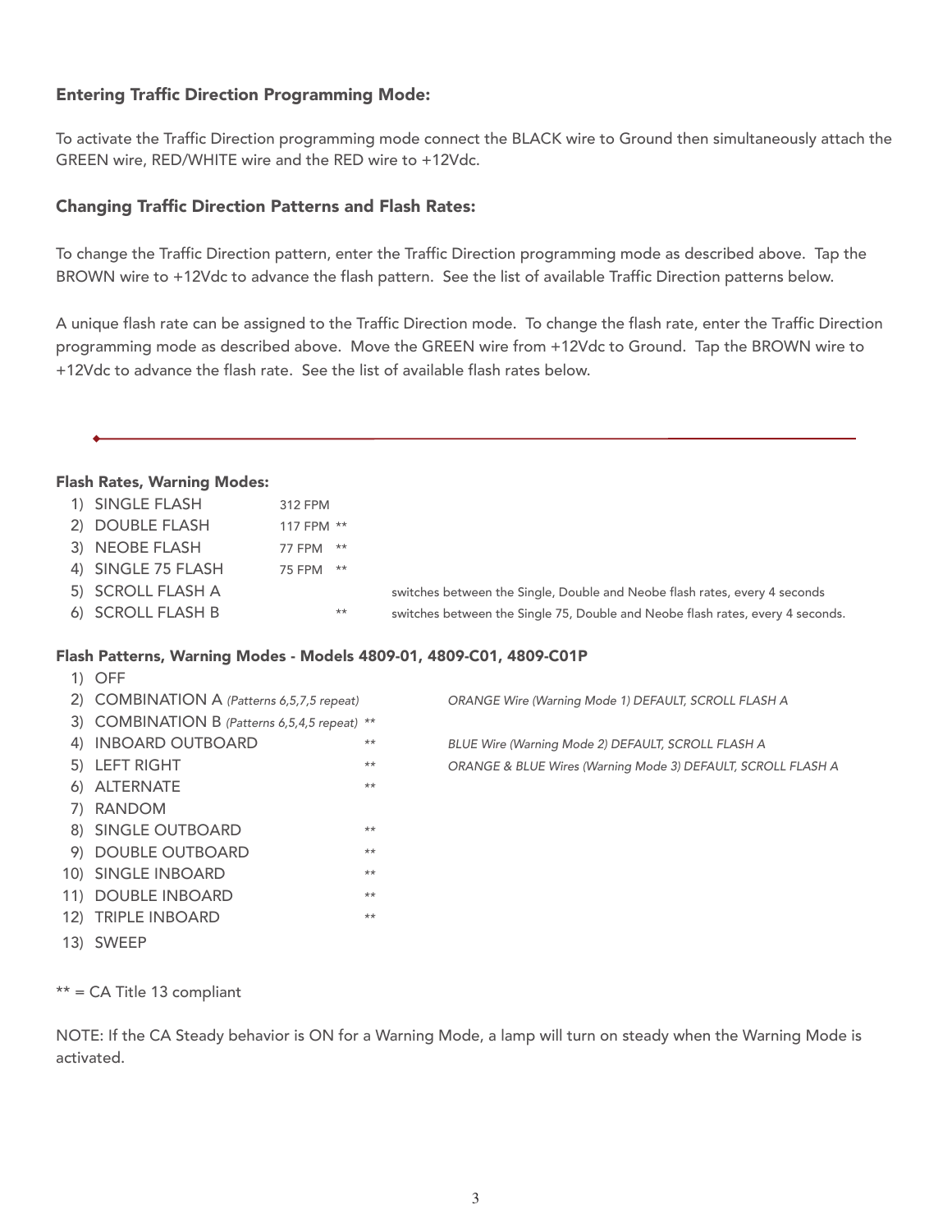### Entering Traffic Direction Programming Mode:

To activate the Traffic Direction programming mode connect the BLACK wire to Ground then simultaneously attach the GREEN wire, RED/WHITE wire and the RED wire to +12Vdc.

### Changing Traffic Direction Patterns and Flash Rates:

To change the Traffic Direction pattern, enter the Traffic Direction programming mode as described above. Tap the BROWN wire to +12Vdc to advance the flash pattern. See the list of available Traffic Direction patterns below.

A unique flash rate can be assigned to the Traffic Direction mode. To change the flash rate, enter the Traffic Direction programming mode as described above. Move the GREEN wire from +12Vdc to Ground. Tap the BROWN wire to +12Vdc to advance the flash rate. See the list of available flash rates below.

---

### Flash Rates, Warning Modes:

| | | | |
|---|---|---|---|
| 1) SINGLE FLASH | 312 FPM | | |
| 2) DOUBLE FLASH | 117 FPM | ** | |
| 3) NEOBE FLASH | 77 FPM | ** | |
| 4) SINGLE 75 FLASH | 75 FPM | ** | |
| 5) SCROLL FLASH A | | | switches between the Single, Double and Neobe flash rates, every 4 seconds |
| 6) SCROLL FLASH B | | ** | switches between the Single 75, Double and Neobe flash rates, every 4 seconds. |

### Flash Patterns, Warning Modes - Models 4809-01, 4809-C01, 4809-C01P

| | | |
|---|---|---|
| 1) OFF | | |
| 2) COMBINATION A *(Patterns 6,5,7,5 repeat)* | | *ORANGE Wire (Warning Mode 1) DEFAULT, SCROLL FLASH A* |
| 3) COMBINATION B *(Patterns 6,5,4,5 repeat)* | ** | |
| 4) INBOARD OUTBOARD | ** | *BLUE Wire (Warning Mode 2) DEFAULT, SCROLL FLASH A* |
| 5) LEFT RIGHT | ** | *ORANGE & BLUE Wires (Warning Mode 3) DEFAULT, SCROLL FLASH A* |
| 6) ALTERNATE | ** | |
| 7) RANDOM | | |
| 8) SINGLE OUTBOARD | ** | |
| 9) DOUBLE OUTBOARD | ** | |
| 10) SINGLE INBOARD | ** | |
| 11) DOUBLE INBOARD | ** | |
| 12) TRIPLE INBOARD | ** | |
| 13) SWEEP | | |

** = CA Title 13 compliant

NOTE: If the CA Steady behavior is ON for a Warning Mode, a lamp will turn on steady when the Warning Mode is activated.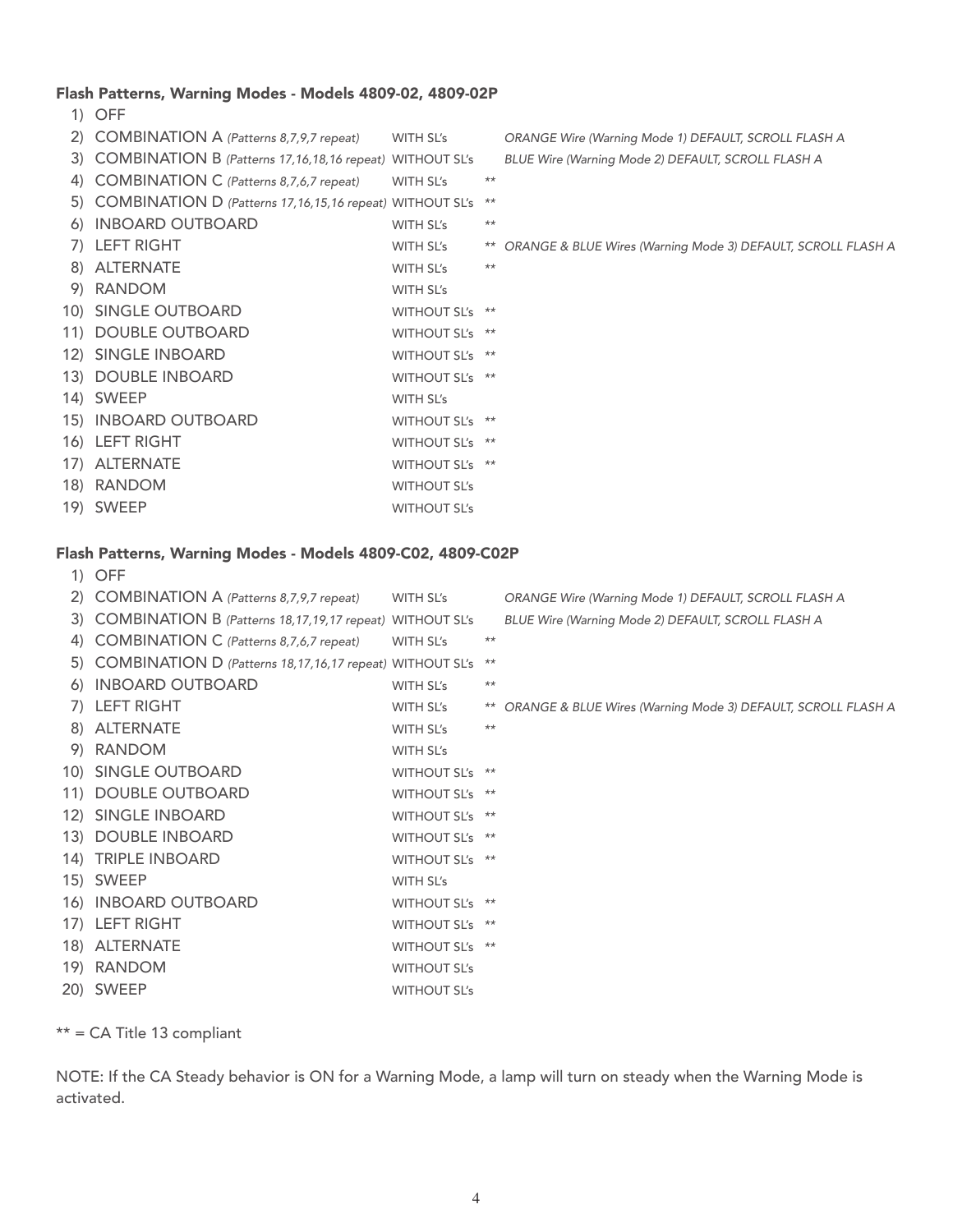#### Flash Patterns, Warning Modes - Models 4809-02, 4809-02P

| # | Pattern | SL's | CA | Notes |
|---|---|---|---|---|
| 1) | OFF | | | |
| 2) | COMBINATION A *(Patterns 8,7,9,7 repeat)* | WITH SL's | | *ORANGE Wire (Warning Mode 1) DEFAULT, SCROLL FLASH A* |
| 3) | COMBINATION B *(Patterns 17,16,18,16 repeat)* | WITHOUT SL's | | *BLUE Wire (Warning Mode 2) DEFAULT, SCROLL FLASH A* |
| 4) | COMBINATION C *(Patterns 8,7,6,7 repeat)* | WITH SL's | ** | |
| 5) | COMBINATION D *(Patterns 17,16,15,16 repeat)* | WITHOUT SL's | ** | |
| 6) | INBOARD OUTBOARD | WITH SL's | ** | |
| 7) | LEFT RIGHT | WITH SL's | ** | *ORANGE & BLUE Wires (Warning Mode 3) DEFAULT, SCROLL FLASH A* |
| 8) | ALTERNATE | WITH SL's | ** | |
| 9) | RANDOM | WITH SL's | | |
| 10) | SINGLE OUTBOARD | WITHOUT SL's | ** | |
| 11) | DOUBLE OUTBOARD | WITHOUT SL's | ** | |
| 12) | SINGLE INBOARD | WITHOUT SL's | ** | |
| 13) | DOUBLE INBOARD | WITHOUT SL's | ** | |
| 14) | SWEEP | WITH SL's | | |
| 15) | INBOARD OUTBOARD | WITHOUT SL's | ** | |
| 16) | LEFT RIGHT | WITHOUT SL's | ** | |
| 17) | ALTERNATE | WITHOUT SL's | ** | |
| 18) | RANDOM | WITHOUT SL's | | |
| 19) | SWEEP | WITHOUT SL's | | |

#### Flash Patterns, Warning Modes - Models 4809-C02, 4809-C02P

| # | Pattern | SL's | CA | Notes |
|---|---|---|---|---|
| 1) | OFF | | | |
| 2) | COMBINATION A *(Patterns 8,7,9,7 repeat)* | WITH SL's | | *ORANGE Wire (Warning Mode 1) DEFAULT, SCROLL FLASH A* |
| 3) | COMBINATION B *(Patterns 18,17,19,17 repeat)* | WITHOUT SL's | | *BLUE Wire (Warning Mode 2) DEFAULT, SCROLL FLASH A* |
| 4) | COMBINATION C *(Patterns 8,7,6,7 repeat)* | WITH SL's | ** | |
| 5) | COMBINATION D *(Patterns 18,17,16,17 repeat)* | WITHOUT SL's | ** | |
| 6) | INBOARD OUTBOARD | WITH SL's | ** | |
| 7) | LEFT RIGHT | WITH SL's | ** | *ORANGE & BLUE Wires (Warning Mode 3) DEFAULT, SCROLL FLASH A* |
| 8) | ALTERNATE | WITH SL's | ** | |
| 9) | RANDOM | WITH SL's | | |
| 10) | SINGLE OUTBOARD | WITHOUT SL's | ** | |
| 11) | DOUBLE OUTBOARD | WITHOUT SL's | ** | |
| 12) | SINGLE INBOARD | WITHOUT SL's | ** | |
| 13) | DOUBLE INBOARD | WITHOUT SL's | ** | |
| 14) | TRIPLE INBOARD | WITHOUT SL's | ** | |
| 15) | SWEEP | WITH SL's | | |
| 16) | INBOARD OUTBOARD | WITHOUT SL's | ** | |
| 17) | LEFT RIGHT | WITHOUT SL's | ** | |
| 18) | ALTERNATE | WITHOUT SL's | ** | |
| 19) | RANDOM | WITHOUT SL's | | |
| 20) | SWEEP | WITHOUT SL's | | |

** = CA Title 13 compliant

NOTE: If the CA Steady behavior is ON for a Warning Mode, a lamp will turn on steady when the Warning Mode is activated.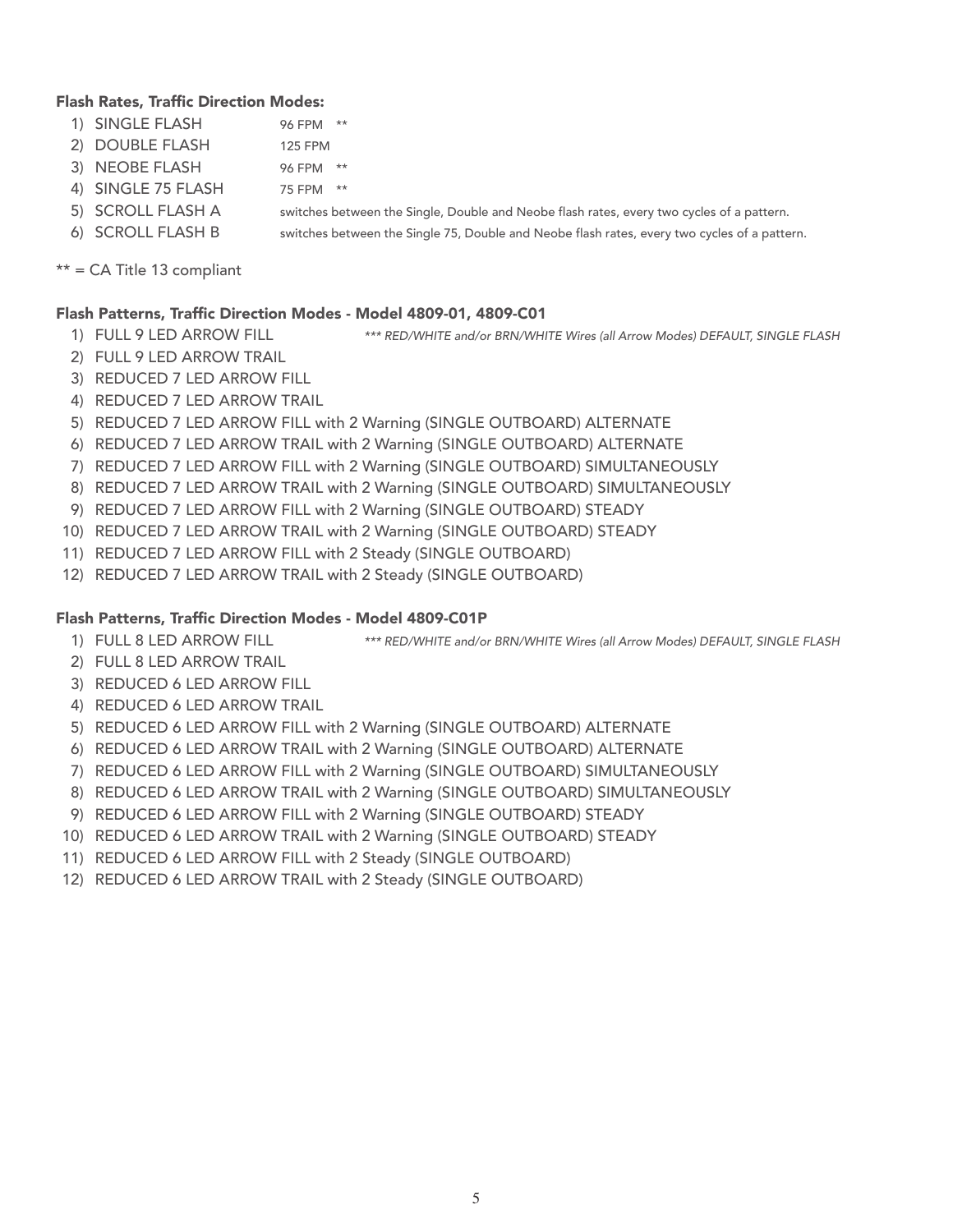### Flash Rates, Traffic Direction Modes:

1) SINGLE FLASH 96 FPM **
2) DOUBLE FLASH 125 FPM
3) NEOBE FLASH 96 FPM **
4) SINGLE 75 FLASH 75 FPM **
5) SCROLL FLASH A switches between the Single, Double and Neobe flash rates, every two cycles of a pattern.
6) SCROLL FLASH B switches between the Single 75, Double and Neobe flash rates, every two cycles of a pattern.

** = CA Title 13 compliant

### Flash Patterns, Traffic Direction Modes - Model 4809-01, 4809-C01

1) FULL 9 LED ARROW FILL *\*\*\* RED/WHITE and/or BRN/WHITE Wires (all Arrow Modes) DEFAULT, SINGLE FLASH*
2) FULL 9 LED ARROW TRAIL
3) REDUCED 7 LED ARROW FILL
4) REDUCED 7 LED ARROW TRAIL
5) REDUCED 7 LED ARROW FILL with 2 Warning (SINGLE OUTBOARD) ALTERNATE
6) REDUCED 7 LED ARROW TRAIL with 2 Warning (SINGLE OUTBOARD) ALTERNATE
7) REDUCED 7 LED ARROW FILL with 2 Warning (SINGLE OUTBOARD) SIMULTANEOUSLY
8) REDUCED 7 LED ARROW TRAIL with 2 Warning (SINGLE OUTBOARD) SIMULTANEOUSLY
9) REDUCED 7 LED ARROW FILL with 2 Warning (SINGLE OUTBOARD) STEADY
10) REDUCED 7 LED ARROW TRAIL with 2 Warning (SINGLE OUTBOARD) STEADY
11) REDUCED 7 LED ARROW FILL with 2 Steady (SINGLE OUTBOARD)
12) REDUCED 7 LED ARROW TRAIL with 2 Steady (SINGLE OUTBOARD)

### Flash Patterns, Traffic Direction Modes - Model 4809-C01P

1) FULL 8 LED ARROW FILL *\*\*\* RED/WHITE and/or BRN/WHITE Wires (all Arrow Modes) DEFAULT, SINGLE FLASH*
2) FULL 8 LED ARROW TRAIL
3) REDUCED 6 LED ARROW FILL
4) REDUCED 6 LED ARROW TRAIL
5) REDUCED 6 LED ARROW FILL with 2 Warning (SINGLE OUTBOARD) ALTERNATE
6) REDUCED 6 LED ARROW TRAIL with 2 Warning (SINGLE OUTBOARD) ALTERNATE
7) REDUCED 6 LED ARROW FILL with 2 Warning (SINGLE OUTBOARD) SIMULTANEOUSLY
8) REDUCED 6 LED ARROW TRAIL with 2 Warning (SINGLE OUTBOARD) SIMULTANEOUSLY
9) REDUCED 6 LED ARROW FILL with 2 Warning (SINGLE OUTBOARD) STEADY
10) REDUCED 6 LED ARROW TRAIL with 2 Warning (SINGLE OUTBOARD) STEADY
11) REDUCED 6 LED ARROW FILL with 2 Steady (SINGLE OUTBOARD)
12) REDUCED 6 LED ARROW TRAIL with 2 Steady (SINGLE OUTBOARD)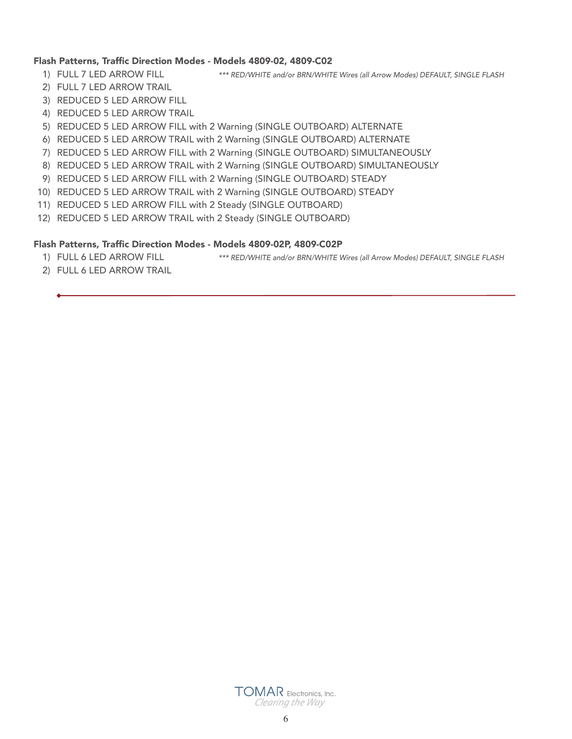### Flash Patterns, Traffic Direction Modes - Models 4809-02, 4809-C02

1) FULL 7 LED ARROW FILL *** RED/WHITE and/or BRN/WHITE Wires (all Arrow Modes) DEFAULT, SINGLE FLASH*
2) FULL 7 LED ARROW TRAIL
3) REDUCED 5 LED ARROW FILL
4) REDUCED 5 LED ARROW TRAIL
5) REDUCED 5 LED ARROW FILL with 2 Warning (SINGLE OUTBOARD) ALTERNATE
6) REDUCED 5 LED ARROW TRAIL with 2 Warning (SINGLE OUTBOARD) ALTERNATE
7) REDUCED 5 LED ARROW FILL with 2 Warning (SINGLE OUTBOARD) SIMULTANEOUSLY
8) REDUCED 5 LED ARROW TRAIL with 2 Warning (SINGLE OUTBOARD) SIMULTANEOUSLY
9) REDUCED 5 LED ARROW FILL with 2 Warning (SINGLE OUTBOARD) STEADY
10) REDUCED 5 LED ARROW TRAIL with 2 Warning (SINGLE OUTBOARD) STEADY
11) REDUCED 5 LED ARROW FILL with 2 Steady (SINGLE OUTBOARD)
12) REDUCED 5 LED ARROW TRAIL with 2 Steady (SINGLE OUTBOARD)

### Flash Patterns, Traffic Direction Modes - Models 4809-02P, 4809-C02P

1) FULL 6 LED ARROW FILL *** RED/WHITE and/or BRN/WHITE Wires (all Arrow Modes) DEFAULT, SINGLE FLASH*
2) FULL 6 LED ARROW TRAIL

TOMAR Electronics, Inc.
*Clearing the Way*